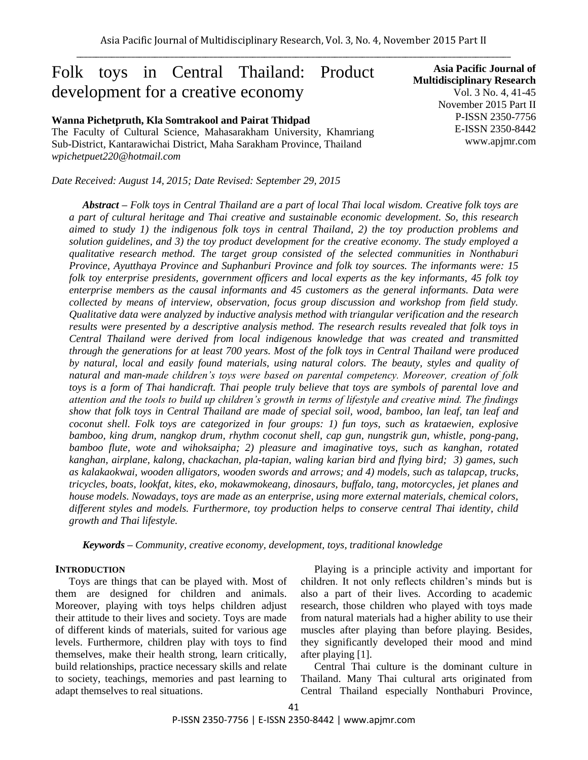# Folk toys in Central Thailand: Product development for a creative economy

**Asia Pacific Journal of Multidisciplinary Research**
Vol. 3 No. 4, 41-45
November 2015 Part II
P-ISSN 2350-7756
E-ISSN 2350-8442
www.apjmr.com

**Wanna Pichetpruth, Kla Somtrakool and Pairat Thidpad**
The Faculty of Cultural Science, Mahasarakham University, Khamriang Sub-District, Kantarawichai District, Maha Sarakham Province, Thailand
*wpichetpuet220@hotmail.com*

*Date Received: August 14, 2015; Date Revised: September 29, 2015*

***Abstract** – Folk toys in Central Thailand are a part of local Thai local wisdom. Creative folk toys are a part of cultural heritage and Thai creative and sustainable economic development. So, this research aimed to study 1) the indigenous folk toys in central Thailand, 2) the toy production problems and solution guidelines, and 3) the toy product development for the creative economy. The study employed a qualitative research method. The target group consisted of the selected communities in Nonthaburi Province, Ayutthaya Province and Suphanburi Province and folk toy sources. The informants were: 15 folk toy enterprise presidents, government officers and local experts as the key informants, 45 folk toy enterprise members as the causal informants and 45 customers as the general informants. Data were collected by means of interview, observation, focus group discussion and workshop from field study. Qualitative data were analyzed by inductive analysis method with triangular verification and the research results were presented by a descriptive analysis method. The research results revealed that folk toys in Central Thailand were derived from local indigenous knowledge that was created and transmitted through the generations for at least 700 years. Most of the folk toys in Central Thailand were produced by natural, local and easily found materials, using natural colors. The beauty, styles and quality of natural and man-made children's toys were based on parental competency. Moreover, creation of folk toys is a form of Thai handicraft. Thai people truly believe that toys are symbols of parental love and attention and the tools to build up children's growth in terms of lifestyle and creative mind. The findings show that folk toys in Central Thailand are made of special soil, wood, bamboo, lan leaf, tan leaf and coconut shell. Folk toys are categorized in four groups: 1) fun toys, such as krataewien, explosive bamboo, king drum, nangkop drum, rhythm coconut shell, cap gun, nungstrik gun, whistle, pong-pang, bamboo flute, wote and wihoksaipha; 2) pleasure and imaginative toys, such as kanghan, rotated kanghan, airplane, kalong, chackachan, pla-tapian, waling karian bird and flying bird; 3) games, such as kalakaokwai, wooden alligators, wooden swords and arrows; and 4) models, such as talapcap, trucks, tricycles, boats, lookfat, kites, eko, mokawmokeang, dinosaurs, buffalo, tang, motorcycles, jet planes and house models. Nowadays, toys are made as an enterprise, using more external materials, chemical colors, different styles and models. Furthermore, toy production helps to conserve central Thai identity, child growth and Thai lifestyle.*

***Keywords** – Community, creative economy, development, toys, traditional knowledge*

## INTRODUCTION

Toys are things that can be played with. Most of them are designed for children and animals. Moreover, playing with toys helps children adjust their attitude to their lives and society. Toys are made of different kinds of materials, suited for various age levels. Furthermore, children play with toys to find themselves, make their health strong, learn critically, build relationships, practice necessary skills and relate to society, teachings, memories and past learning to adapt themselves to real situations.

Playing is a principle activity and important for children. It not only reflects children's minds but is also a part of their lives. According to academic research, those children who played with toys made from natural materials had a higher ability to use their muscles after playing than before playing. Besides, they significantly developed their mood and mind after playing [1].

Central Thai culture is the dominant culture in Thailand. Many Thai cultural arts originated from Central Thailand especially Nonthaburi Province,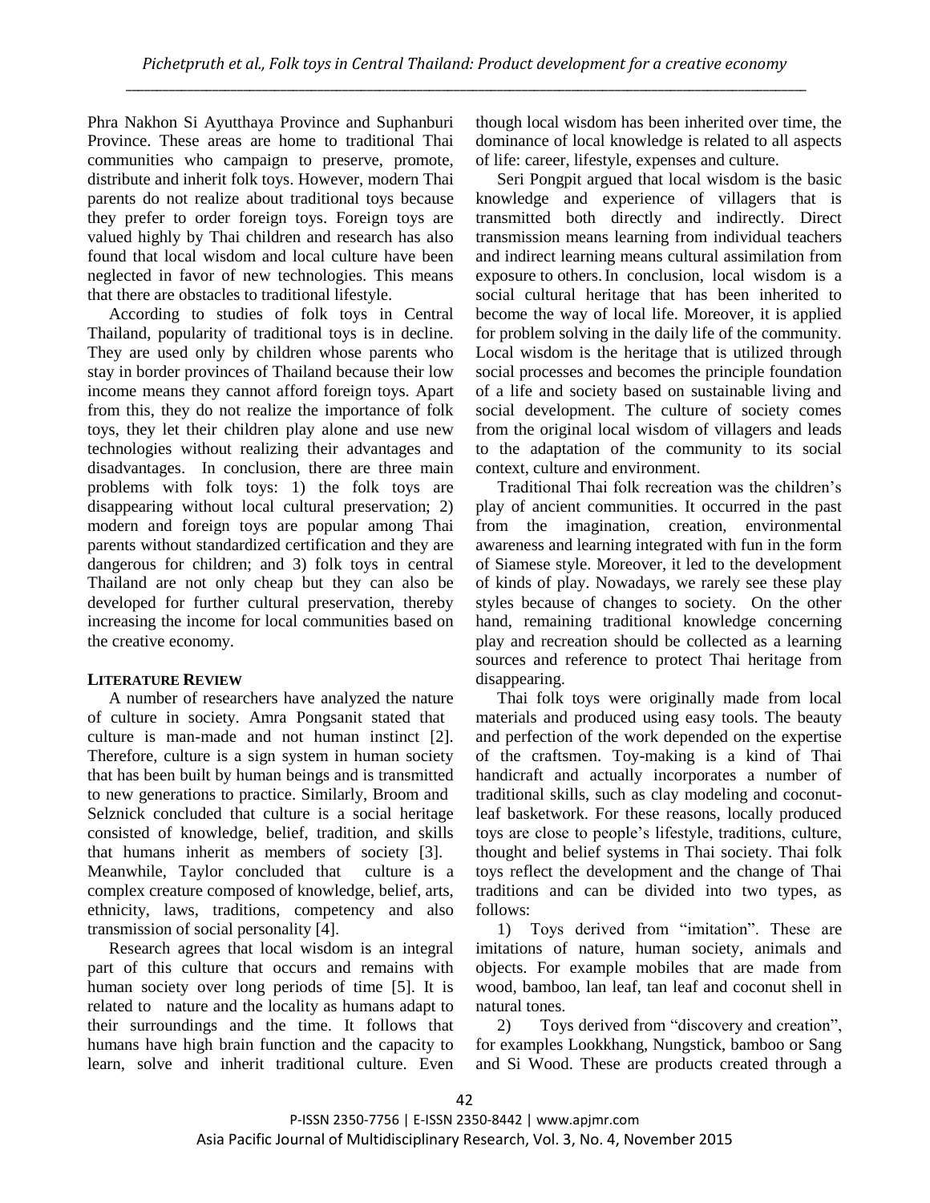Phra Nakhon Si Ayutthaya Province and Suphanburi Province. These areas are home to traditional Thai communities who campaign to preserve, promote, distribute and inherit folk toys. However, modern Thai parents do not realize about traditional toys because they prefer to order foreign toys. Foreign toys are valued highly by Thai children and research has also found that local wisdom and local culture have been neglected in favor of new technologies. This means that there are obstacles to traditional lifestyle.

According to studies of folk toys in Central Thailand, popularity of traditional toys is in decline. They are used only by children whose parents who stay in border provinces of Thailand because their low income means they cannot afford foreign toys. Apart from this, they do not realize the importance of folk toys, they let their children play alone and use new technologies without realizing their advantages and disadvantages. In conclusion, there are three main problems with folk toys: 1) the folk toys are disappearing without local cultural preservation; 2) modern and foreign toys are popular among Thai parents without standardized certification and they are dangerous for children; and 3) folk toys in central Thailand are not only cheap but they can also be developed for further cultural preservation, thereby increasing the income for local communities based on the creative economy.

## LITERATURE REVIEW

A number of researchers have analyzed the nature of culture in society. Amra Pongsanit stated that culture is man-made and not human instinct [2]. Therefore, culture is a sign system in human society that has been built by human beings and is transmitted to new generations to practice. Similarly, Broom and Selznick concluded that culture is a social heritage consisted of knowledge, belief, tradition, and skills that humans inherit as members of society [3]. Meanwhile, Taylor concluded that culture is a complex creature composed of knowledge, belief, arts, ethnicity, laws, traditions, competency and also transmission of social personality [4].

Research agrees that local wisdom is an integral part of this culture that occurs and remains with human society over long periods of time [5]. It is related to nature and the locality as humans adapt to their surroundings and the time. It follows that humans have high brain function and the capacity to learn, solve and inherit traditional culture. Even though local wisdom has been inherited over time, the dominance of local knowledge is related to all aspects of life: career, lifestyle, expenses and culture.

Seri Pongpit argued that local wisdom is the basic knowledge and experience of villagers that is transmitted both directly and indirectly. Direct transmission means learning from individual teachers and indirect learning means cultural assimilation from exposure to others. In conclusion, local wisdom is a social cultural heritage that has been inherited to become the way of local life. Moreover, it is applied for problem solving in the daily life of the community. Local wisdom is the heritage that is utilized through social processes and becomes the principle foundation of a life and society based on sustainable living and social development. The culture of society comes from the original local wisdom of villagers and leads to the adaptation of the community to its social context, culture and environment.

Traditional Thai folk recreation was the children's play of ancient communities. It occurred in the past from the imagination, creation, environmental awareness and learning integrated with fun in the form of Siamese style. Moreover, it led to the development of kinds of play. Nowadays, we rarely see these play styles because of changes to society. On the other hand, remaining traditional knowledge concerning play and recreation should be collected as a learning sources and reference to protect Thai heritage from disappearing.

Thai folk toys were originally made from local materials and produced using easy tools. The beauty and perfection of the work depended on the expertise of the craftsmen. Toy-making is a kind of Thai handicraft and actually incorporates a number of traditional skills, such as clay modeling and coconut-leaf basketwork. For these reasons, locally produced toys are close to people's lifestyle, traditions, culture, thought and belief systems in Thai society. Thai folk toys reflect the development and the change of Thai traditions and can be divided into two types, as follows:

1) Toys derived from "imitation". These are imitations of nature, human society, animals and objects. For example mobiles that are made from wood, bamboo, lan leaf, tan leaf and coconut shell in natural tones.

2) Toys derived from "discovery and creation", for examples Lookkhang, Nungstick, bamboo or Sang and Si Wood. These are products created through a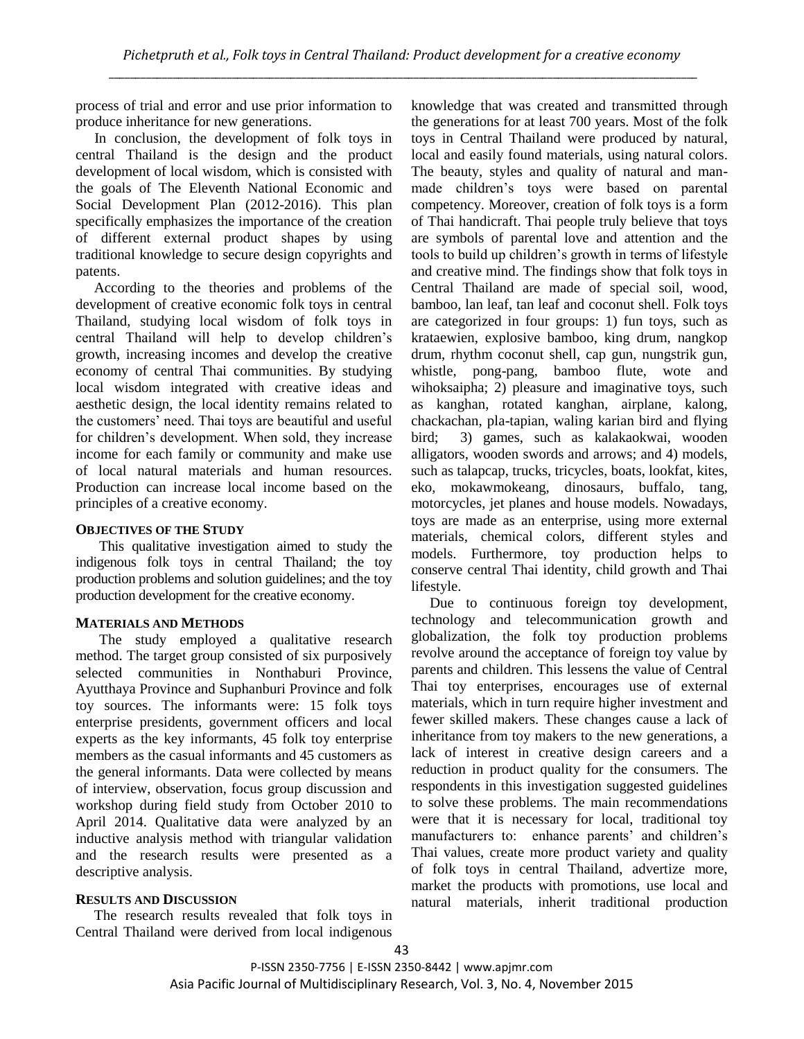process of trial and error and use prior information to produce inheritance for new generations.

In conclusion, the development of folk toys in central Thailand is the design and the product development of local wisdom, which is consisted with the goals of The Eleventh National Economic and Social Development Plan (2012-2016). This plan specifically emphasizes the importance of the creation of different external product shapes by using traditional knowledge to secure design copyrights and patents.

According to the theories and problems of the development of creative economic folk toys in central Thailand, studying local wisdom of folk toys in central Thailand will help to develop children's growth, increasing incomes and develop the creative economy of central Thai communities. By studying local wisdom integrated with creative ideas and aesthetic design, the local identity remains related to the customers' need. Thai toys are beautiful and useful for children's development. When sold, they increase income for each family or community and make use of local natural materials and human resources. Production can increase local income based on the principles of a creative economy.

## OBJECTIVES OF THE STUDY

This qualitative investigation aimed to study the indigenous folk toys in central Thailand; the toy production problems and solution guidelines; and the toy production development for the creative economy.

## MATERIALS AND METHODS

The study employed a qualitative research method. The target group consisted of six purposively selected communities in Nonthaburi Province, Ayutthaya Province and Suphanburi Province and folk toy sources. The informants were: 15 folk toys enterprise presidents, government officers and local experts as the key informants, 45 folk toy enterprise members as the casual informants and 45 customers as the general informants. Data were collected by means of interview, observation, focus group discussion and workshop during field study from October 2010 to April 2014. Qualitative data were analyzed by an inductive analysis method with triangular validation and the research results were presented as a descriptive analysis.

## RESULTS AND DISCUSSION

The research results revealed that folk toys in Central Thailand were derived from local indigenous knowledge that was created and transmitted through the generations for at least 700 years. Most of the folk toys in Central Thailand were produced by natural, local and easily found materials, using natural colors. The beauty, styles and quality of natural and man-made children's toys were based on parental competency. Moreover, creation of folk toys is a form of Thai handicraft. Thai people truly believe that toys are symbols of parental love and attention and the tools to build up children's growth in terms of lifestyle and creative mind. The findings show that folk toys in Central Thailand are made of special soil, wood, bamboo, lan leaf, tan leaf and coconut shell. Folk toys are categorized in four groups: 1) fun toys, such as krataewien, explosive bamboo, king drum, nangkop drum, rhythm coconut shell, cap gun, nungstrik gun, whistle, pong-pang, bamboo flute, wote and wihoksaipha; 2) pleasure and imaginative toys, such as kanghan, rotated kanghan, airplane, kalong, chackachan, pla-tapian, waling karian bird and flying bird; 3) games, such as kalakaokwai, wooden alligators, wooden swords and arrows; and 4) models, such as talapcap, trucks, tricycles, boats, lookfat, kites, eko, mokawmokeang, dinosaurs, buffalo, tang, motorcycles, jet planes and house models. Nowadays, toys are made as an enterprise, using more external materials, chemical colors, different styles and models. Furthermore, toy production helps to conserve central Thai identity, child growth and Thai lifestyle.

Due to continuous foreign toy development, technology and telecommunication growth and globalization, the folk toy production problems revolve around the acceptance of foreign toy value by parents and children. This lessens the value of Central Thai toy enterprises, encourages use of external materials, which in turn require higher investment and fewer skilled makers. These changes cause a lack of inheritance from toy makers to the new generations, a lack of interest in creative design careers and a reduction in product quality for the consumers. The respondents in this investigation suggested guidelines to solve these problems. The main recommendations were that it is necessary for local, traditional toy manufacturers to: enhance parents' and children's Thai values, create more product variety and quality of folk toys in central Thailand, advertize more, market the products with promotions, use local and natural materials, inherit traditional production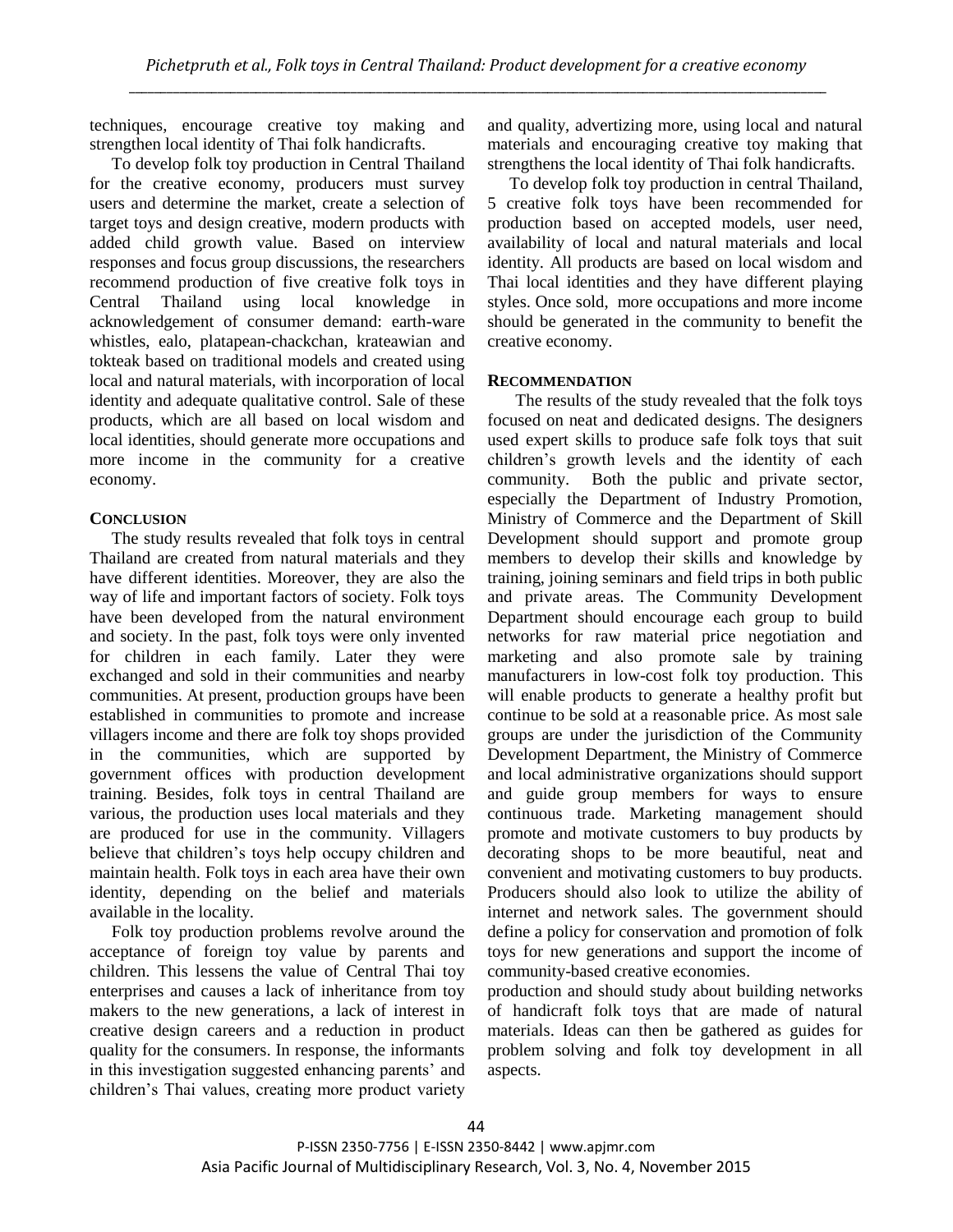techniques, encourage creative toy making and strengthen local identity of Thai folk handicrafts.

To develop folk toy production in Central Thailand for the creative economy, producers must survey users and determine the market, create a selection of target toys and design creative, modern products with added child growth value. Based on interview responses and focus group discussions, the researchers recommend production of five creative folk toys in Central Thailand using local knowledge in acknowledgement of consumer demand: earth-ware whistles, ealo, platapean-chackchan, krateawian and tokteak based on traditional models and created using local and natural materials, with incorporation of local identity and adequate qualitative control. Sale of these products, which are all based on local wisdom and local identities, should generate more occupations and more income in the community for a creative economy.

## CONCLUSION

The study results revealed that folk toys in central Thailand are created from natural materials and they have different identities. Moreover, they are also the way of life and important factors of society. Folk toys have been developed from the natural environment and society. In the past, folk toys were only invented for children in each family. Later they were exchanged and sold in their communities and nearby communities. At present, production groups have been established in communities to promote and increase villagers income and there are folk toy shops provided in the communities, which are supported by government offices with production development training. Besides, folk toys in central Thailand are various, the production uses local materials and they are produced for use in the community. Villagers believe that children's toys help occupy children and maintain health. Folk toys in each area have their own identity, depending on the belief and materials available in the locality.

Folk toy production problems revolve around the acceptance of foreign toy value by parents and children. This lessens the value of Central Thai toy enterprises and causes a lack of inheritance from toy makers to the new generations, a lack of interest in creative design careers and a reduction in product quality for the consumers. In response, the informants in this investigation suggested enhancing parents' and children's Thai values, creating more product variety and quality, advertizing more, using local and natural materials and encouraging creative toy making that strengthens the local identity of Thai folk handicrafts.

To develop folk toy production in central Thailand, 5 creative folk toys have been recommended for production based on accepted models, user need, availability of local and natural materials and local identity. All products are based on local wisdom and Thai local identities and they have different playing styles. Once sold, more occupations and more income should be generated in the community to benefit the creative economy.

## RECOMMENDATION

The results of the study revealed that the folk toys focused on neat and dedicated designs. The designers used expert skills to produce safe folk toys that suit children's growth levels and the identity of each community. Both the public and private sector, especially the Department of Industry Promotion, Ministry of Commerce and the Department of Skill Development should support and promote group members to develop their skills and knowledge by training, joining seminars and field trips in both public and private areas. The Community Development Department should encourage each group to build networks for raw material price negotiation and marketing and also promote sale by training manufacturers in low-cost folk toy production. This will enable products to generate a healthy profit but continue to be sold at a reasonable price. As most sale groups are under the jurisdiction of the Community Development Department, the Ministry of Commerce and local administrative organizations should support and guide group members for ways to ensure continuous trade. Marketing management should promote and motivate customers to buy products by decorating shops to be more beautiful, neat and convenient and motivating customers to buy products. Producers should also look to utilize the ability of internet and network sales. The government should define a policy for conservation and promotion of folk toys for new generations and support the income of community-based creative economies.

production and should study about building networks of handicraft folk toys that are made of natural materials. Ideas can then be gathered as guides for problem solving and folk toy development in all aspects.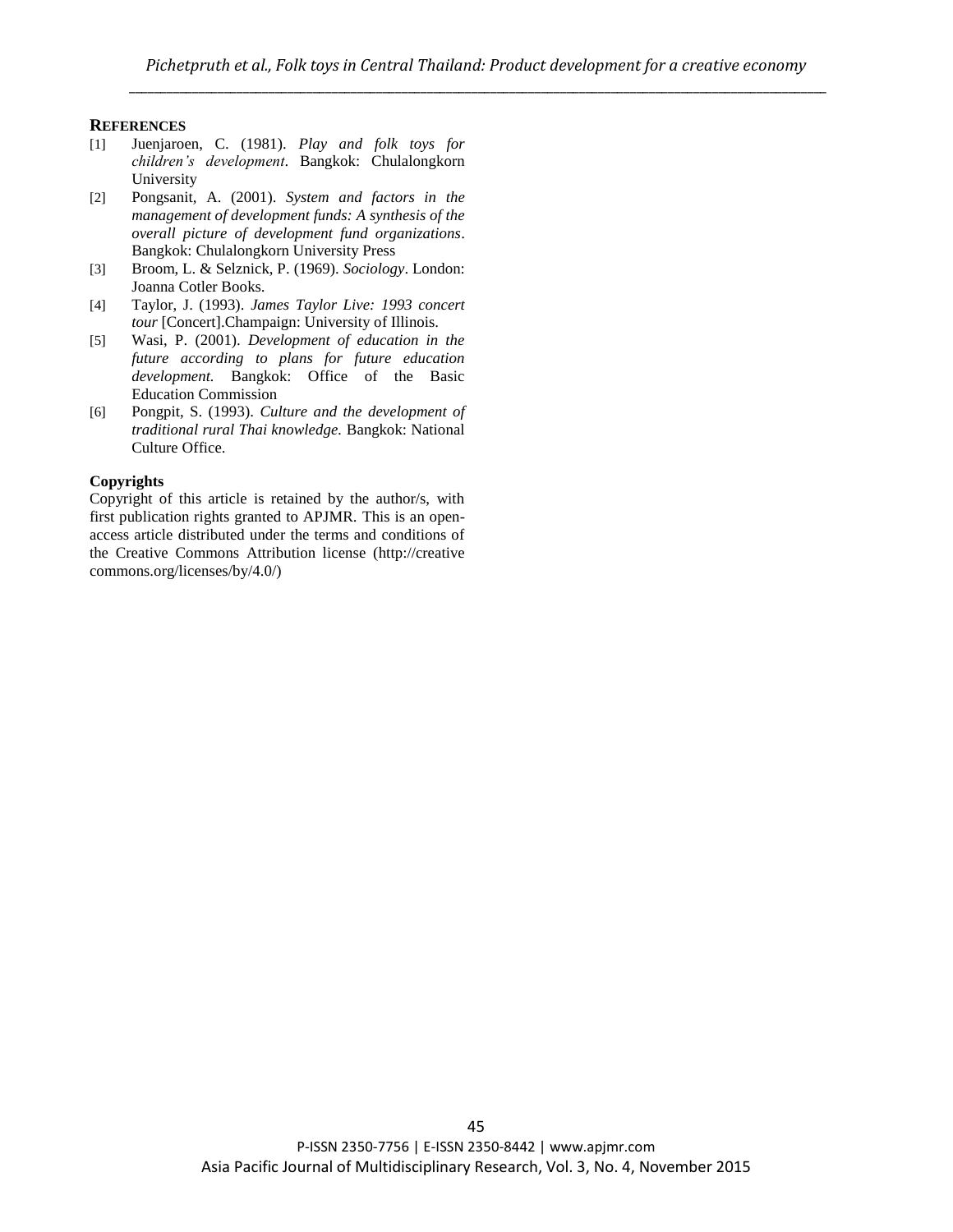## REFERENCES

[1] Juenjaroen, C. (1981). *Play and folk toys for children's development*. Bangkok: Chulalongkorn University

[2] Pongsanit, A. (2001). *System and factors in the management of development funds: A synthesis of the overall picture of development fund organizations*. Bangkok: Chulalongkorn University Press

[3] Broom, L. & Selznick, P. (1969). *Sociology*. London: Joanna Cotler Books.

[4] Taylor, J. (1993). *James Taylor Live: 1993 concert tour* [Concert].Champaign: University of Illinois.

[5] Wasi, P. (2001). *Development of education in the future according to plans for future education development.* Bangkok: Office of the Basic Education Commission

[6] Pongpit, S. (1993). *Culture and the development of traditional rural Thai knowledge.* Bangkok: National Culture Office.

**Copyrights**

Copyright of this article is retained by the author/s, with first publication rights granted to APJMR. This is an open-access article distributed under the terms and conditions of the Creative Commons Attribution license (http://creative commons.org/licenses/by/4.0/)